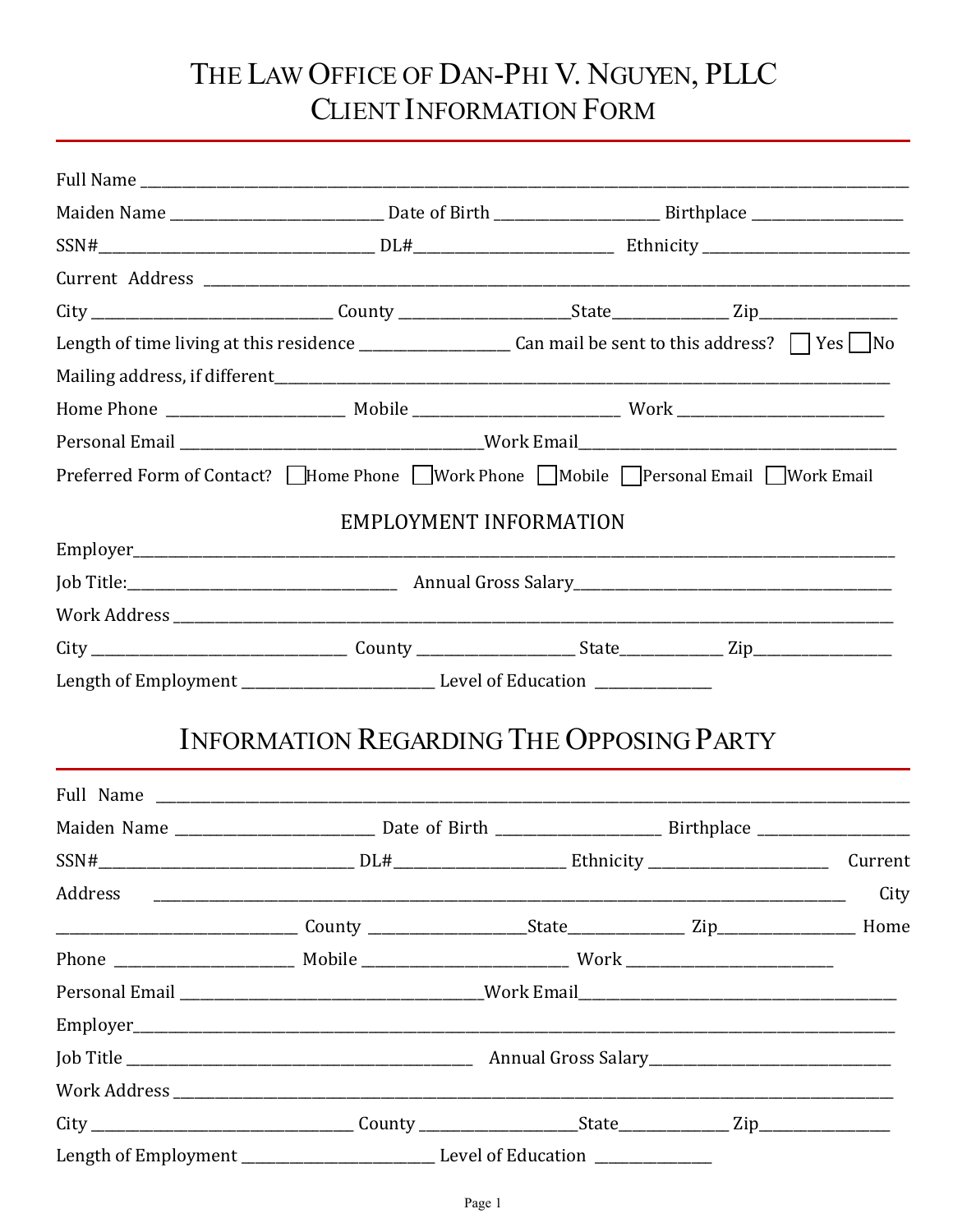# THE LAW OFFICE OF DAN-PHI V. NGUYEN, PLLC
## CLIENT INFORMATION FORM

Full Name ____________________________________________________________________________

Maiden Name ______________________ Date of Birth _________________ Birthplace ________________

SSN#______________________________ DL#_____________________ Ethnicity _______________________

Current Address _______________________________________________________________________

City _________________________ County __________________State_____________ Zip_______________

Length of time living at this residence ________________ Can mail be sent to this address? ☐ Yes ☐ No

Mailing address, if different_________________________________________________________________

Home Phone ___________________ Mobile ______________________ Work ______________________

Personal Email _________________________________Work Email___________________________________

Preferred Form of Contact? ☐ Home Phone ☐ Work Phone ☐ Mobile ☐ Personal Email ☐ Work Email

### EMPLOYMENT INFORMATION

Employer________________________________________________________________________________

Job Title:_____________________________ Annual Gross Salary_____________________________________

Work Address ____________________________________________________________________________

City ___________________________ County __________________ State___________ Zip_______________

Length of Employment _____________________ Level of Education _____________

## INFORMATION REGARDING THE OPPOSING PARTY

Full Name _______________________________________________________________________________

Maiden Name _____________________ Date of Birth _________________ Birthplace ________________

SSN#___________________________ DL#__________________ Ethnicity ____________________ Current Address ________________________________________________________________________ City _________________________ County _________________State_____________ Zip_______________ Home Phone ___________________ Mobile ______________________ Work ______________________

Personal Email _________________________________Work Email___________________________________

Employer________________________________________________________________________________

Job Title _______________________________________ Annual Gross Salary___________________________

Work Address ____________________________________________________________________________

City ___________________________ County _________________State_____________ Zip_______________

Length of Employment _____________________ Level of Education _____________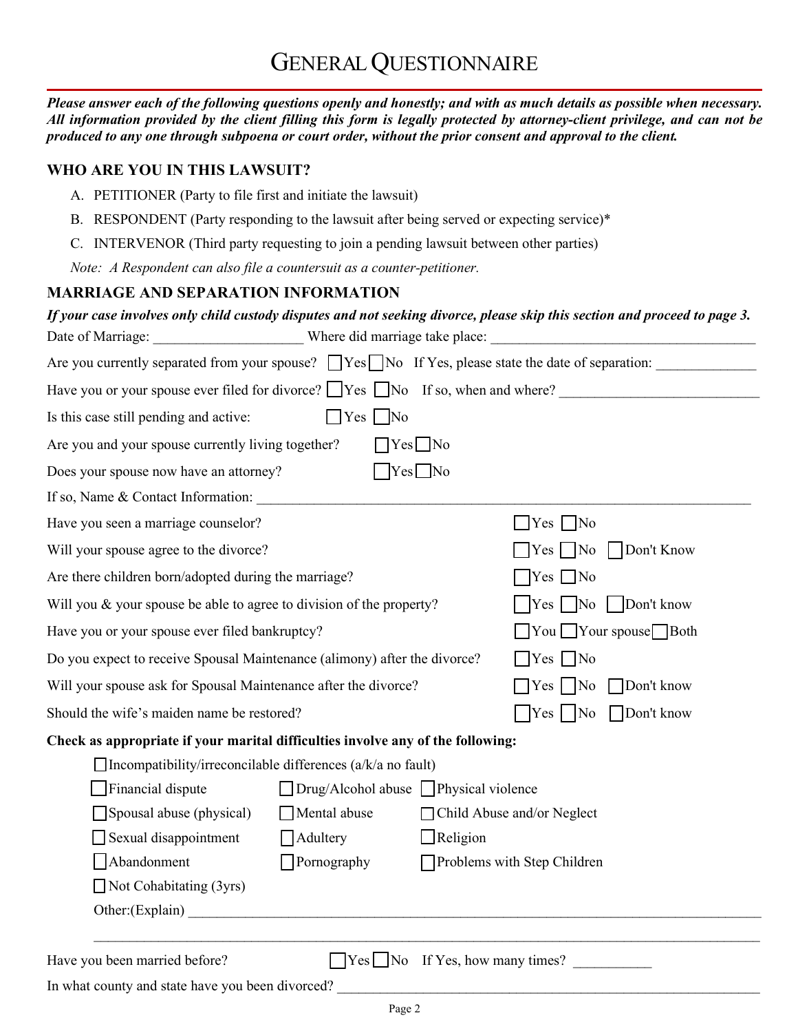# GENERAL QUESTIONNAIRE

***Please answer each of the following questions openly and honestly; and with as much details as possible when necessary. All information provided by the client filling this form is legally protected by attorney-client privilege, and can not be produced to any one through subpoena or court order, without the prior consent and approval to the client.***

## WHO ARE YOU IN THIS LAWSUIT?

A. PETITIONER (Party to file first and initiate the lawsuit)

B. RESPONDENT (Party responding to the lawsuit after being served or expecting service)*

C. INTERVENOR (Third party requesting to join a pending lawsuit between other parties)

*Note: A Respondent can also file a countersuit as a counter-petitioner.*

## MARRIAGE AND SEPARATION INFORMATION

***If your case involves only child custody disputes and not seeking divorce, please skip this section and proceed to page 3.***

Date of Marriage: ____________________ Where did marriage take place: ____________________________________

Are you currently separated from your spouse? ☐ Yes ☐ No If Yes, please state the date of separation: ______________

Have you or your spouse ever filed for divorce? ☐ Yes ☐ No If so, when and where? ___________________________

Is this case still pending and active: ☐ Yes ☐ No

Are you and your spouse currently living together? ☐ Yes ☐ No

Does your spouse now have an attorney? ☐ Yes ☐ No

If so, Name & Contact Information: ________________________________________________________________

Have you seen a marriage counselor? ☐ Yes ☐ No

Will your spouse agree to the divorce? ☐ Yes ☐ No ☐ Don't Know

Are there children born/adopted during the marriage? ☐ Yes ☐ No

Will you & your spouse be able to agree to division of the property? ☐ Yes ☐ No ☐ Don't know

Have you or your spouse ever filed bankruptcy? ☐ You ☐ Your spouse ☐ Both

Do you expect to receive Spousal Maintenance (alimony) after the divorce? ☐ Yes ☐ No

Will your spouse ask for Spousal Maintenance after the divorce? ☐ Yes ☐ No ☐ Don't know

Should the wife's maiden name be restored? ☐ Yes ☐ No ☐ Don't know

**Check as appropriate if your marital difficulties involve any of the following:**

☐ Incompatibility/irreconcilable differences (a/k/a no fault)

☐ Financial dispute ☐ Drug/Alcohol abuse ☐ Physical violence

☐ Spousal abuse (physical) ☐ Mental abuse ☐ Child Abuse and/or Neglect

☐ Sexual disappointment ☐ Adultery ☐ Religion

☐ Abandonment ☐ Pornography ☐ Problems with Step Children

☐ Not Cohabitating (3yrs)

Other:(Explain) ____________________________________________________________________________

_________________________________________________________________________________________

Have you been married before? ☐ Yes ☐ No If Yes, how many times? __________

In what county and state have you been divorced? _____________________________________________________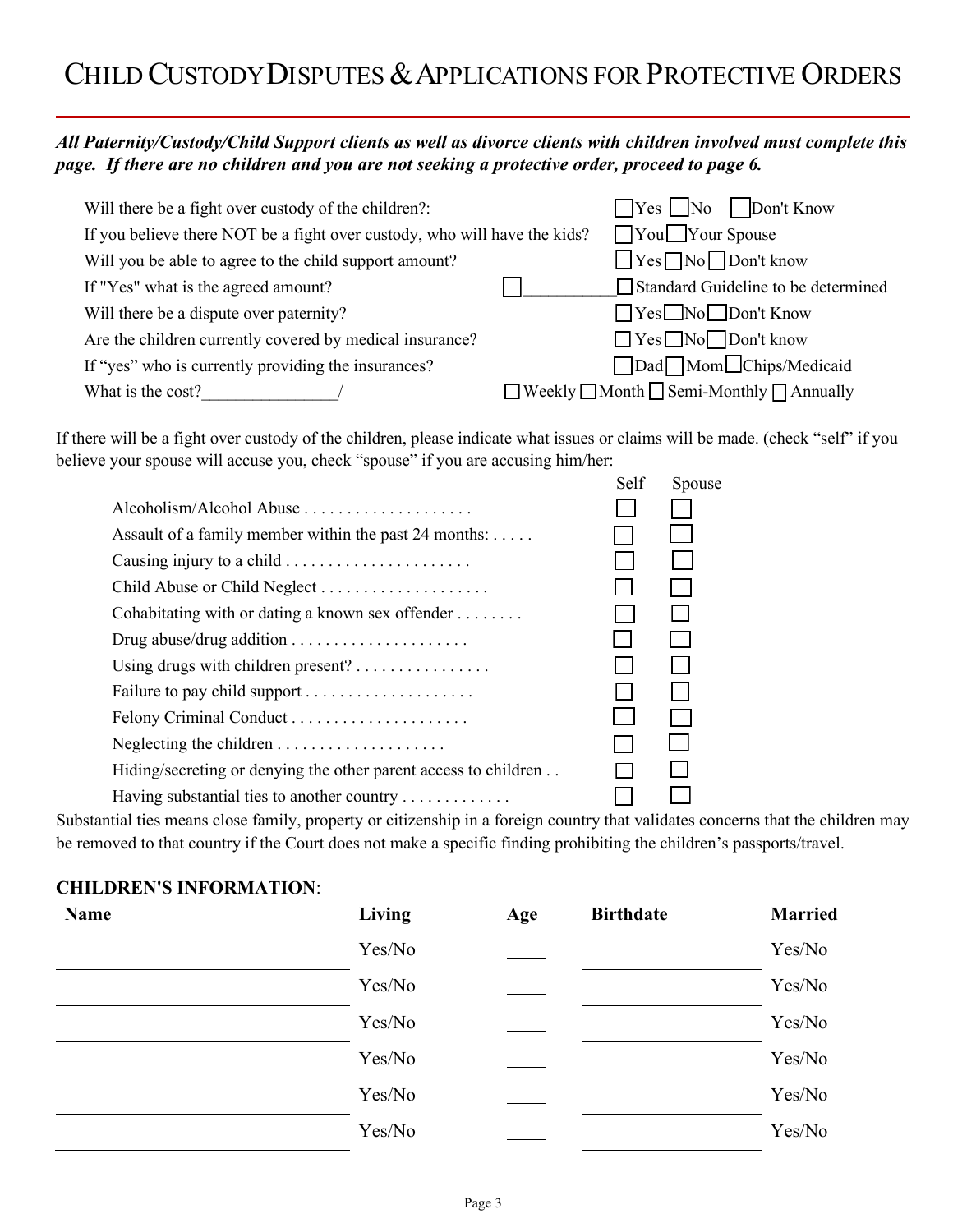# Child Custody Disputes & Applications for Protective Orders

***All Paternity/Custody/Child Support clients as well as divorce clients with children involved must complete this page. If there are no children and you are not seeking a protective order, proceed to page 6.***

| | |
|---|---|
| Will there be a fight over custody of the children?: | ☐ Yes ☐ No ☐ Don't Know |
| If you believe there NOT be a fight over custody, who will have the kids? | ☐ You ☐ Your Spouse |
| Will you be able to agree to the child support amount? | ☐ Yes ☐ No ☐ Don't know |
| If "Yes" what is the agreed amount? | ☐ ___________ ☐ Standard Guideline to be determined |
| Will there be a dispute over paternity? | ☐ Yes ☐ No ☐ Don't Know |
| Are the children currently covered by medical insurance? | ☐ Yes ☐ No ☐ Don't know |
| If "yes" who is currently providing the insurances? | ☐ Dad ☐ Mom ☐ Chips/Medicaid |
| What is the cost?_______________/ | ☐ Weekly ☐ Month ☐ Semi-Monthly ☐ Annually |

If there will be a fight over custody of the children, please indicate what issues or claims will be made. (check "self" if you believe your spouse will accuse you, check "spouse" if you are accusing him/her:

| | Self | Spouse |
|---|---|---|
| Alcoholism/Alcohol Abuse . . . . . . . . . . . . . . . . . . . . | ☐ | ☐ |
| Assault of a family member within the past 24 months: . . . . . | ☐ | ☐ |
| Causing injury to a child . . . . . . . . . . . . . . . . . . . . . . | ☐ | ☐ |
| Child Abuse or Child Neglect . . . . . . . . . . . . . . . . . . . . | ☐ | ☐ |
| Cohabitating with or dating a known sex offender . . . . . . . . | ☐ | ☐ |
| Drug abuse/drug addition . . . . . . . . . . . . . . . . . . . . . | ☐ | ☐ |
| Using drugs with children present? . . . . . . . . . . . . . . . . | ☐ | ☐ |
| Failure to pay child support . . . . . . . . . . . . . . . . . . . . | ☐ | ☐ |
| Felony Criminal Conduct . . . . . . . . . . . . . . . . . . . . . | ☐ | ☐ |
| Neglecting the children . . . . . . . . . . . . . . . . . . . . | ☐ | ☐ |
| Hiding/secreting or denying the other parent access to children . . | ☐ | ☐ |
| Having substantial ties to another country . . . . . . . . . . . . . | ☐ | ☐ |

Substantial ties means close family, property or citizenship in a foreign country that validates concerns that the children may be removed to that country if the Court does not make a specific finding prohibiting the children's passports/travel.

**CHILDREN'S INFORMATION**:

| Name | Living | Age | Birthdate | Married |
|---|---|---|---|---|
| | Yes/No | | | Yes/No |
| | Yes/No | | | Yes/No |
| | Yes/No | | | Yes/No |
| | Yes/No | | | Yes/No |
| | Yes/No | | | Yes/No |
| | Yes/No | | | Yes/No |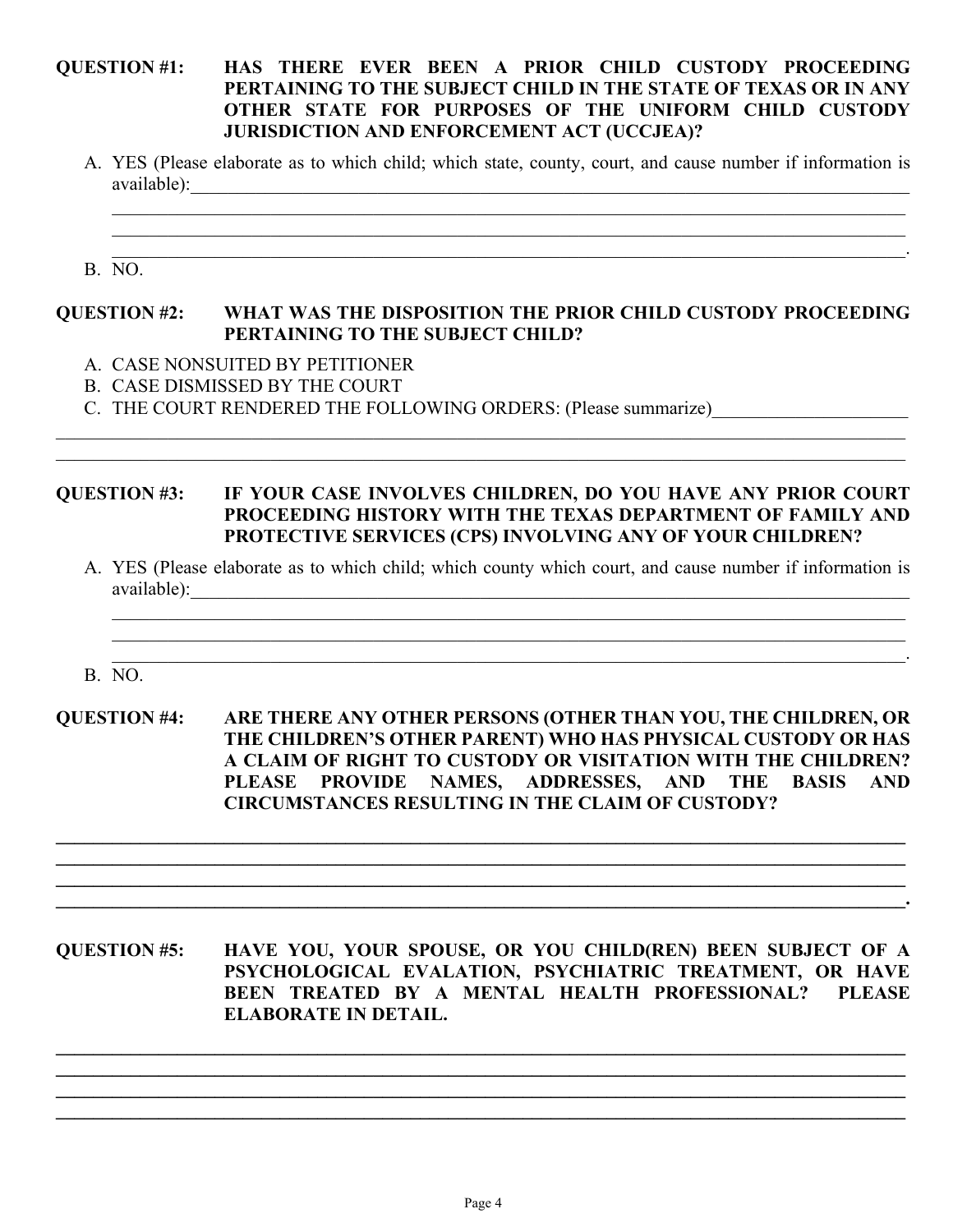**QUESTION #1: HAS THERE EVER BEEN A PRIOR CHILD CUSTODY PROCEEDING PERTAINING TO THE SUBJECT CHILD IN THE STATE OF TEXAS OR IN ANY OTHER STATE FOR PURPOSES OF THE UNIFORM CHILD CUSTODY JURISDICTION AND ENFORCEMENT ACT (UCCJEA)?**

A. YES (Please elaborate as to which child; which state, county, court, and cause number if information is available):______________________________________________________________________________
______________________________________________________________________________
______________________________________________________________________________
______________________________________________________________________________.

B. NO.

**QUESTION #2: WHAT WAS THE DISPOSITION THE PRIOR CHILD CUSTODY PROCEEDING PERTAINING TO THE SUBJECT CHILD?**

A. CASE NONSUITED BY PETITIONER
B. CASE DISMISSED BY THE COURT
C. THE COURT RENDERED THE FOLLOWING ORDERS: (Please summarize)______________________
______________________________________________________________________________
______________________________________________________________________________

**QUESTION #3: IF YOUR CASE INVOLVES CHILDREN, DO YOU HAVE ANY PRIOR COURT PROCEEDING HISTORY WITH THE TEXAS DEPARTMENT OF FAMILY AND PROTECTIVE SERVICES (CPS) INVOLVING ANY OF YOUR CHILDREN?**

A. YES (Please elaborate as to which child; which county which court, and cause number if information is available):______________________________________________________________________________
______________________________________________________________________________
______________________________________________________________________________
______________________________________________________________________________.

B. NO.

**QUESTION #4: ARE THERE ANY OTHER PERSONS (OTHER THAN YOU, THE CHILDREN, OR THE CHILDREN'S OTHER PARENT) WHO HAS PHYSICAL CUSTODY OR HAS A CLAIM OF RIGHT TO CUSTODY OR VISITATION WITH THE CHILDREN? PLEASE PROVIDE NAMES, ADDRESSES, AND THE BASIS AND CIRCUMSTANCES RESULTING IN THE CLAIM OF CUSTODY?**

______________________________________________________________________________
______________________________________________________________________________
______________________________________________________________________________
______________________________________________________________________________.

**QUESTION #5: HAVE YOU, YOUR SPOUSE, OR YOU CHILD(REN) BEEN SUBJECT OF A PSYCHOLOGICAL EVALATION, PSYCHIATRIC TREATMENT, OR HAVE BEEN TREATED BY A MENTAL HEALTH PROFESSIONAL? PLEASE ELABORATE IN DETAIL.**

______________________________________________________________________________
______________________________________________________________________________
______________________________________________________________________________
______________________________________________________________________________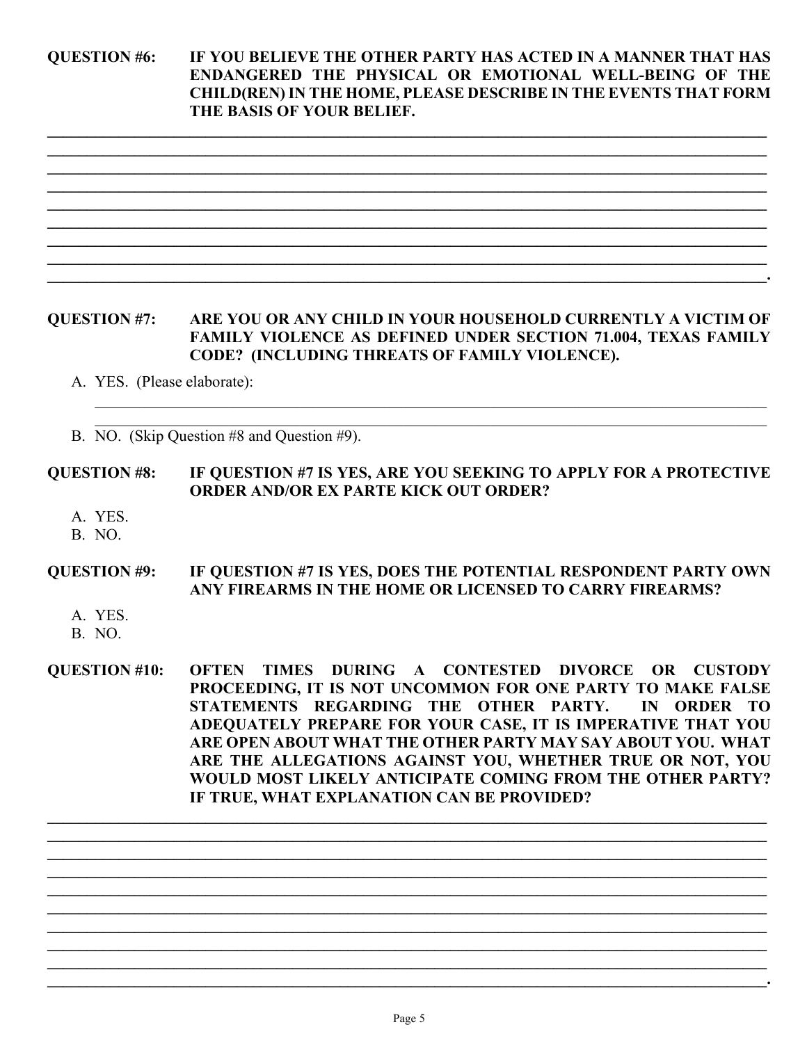**QUESTION #6: IF YOU BELIEVE THE OTHER PARTY HAS ACTED IN A MANNER THAT HAS ENDANGERED THE PHYSICAL OR EMOTIONAL WELL-BEING OF THE CHILD(REN) IN THE HOME, PLEASE DESCRIBE IN THE EVENTS THAT FORM THE BASIS OF YOUR BELIEF.**

_____________________________________________________________________________________
_____________________________________________________________________________________
_____________________________________________________________________________________
_____________________________________________________________________________________
_____________________________________________________________________________________
_____________________________________________________________________________________
_____________________________________________________________________________________
_____________________________________________________________________________________
_____________________________________________________________________________________.

**QUESTION #7: ARE YOU OR ANY CHILD IN YOUR HOUSEHOLD CURRENTLY A VICTIM OF FAMILY VIOLENCE AS DEFINED UNDER SECTION 71.004, TEXAS FAMILY CODE? (INCLUDING THREATS OF FAMILY VIOLENCE).**

A. YES. (Please elaborate): _____________________________________________________________
_____________________________________________________________________________________

B. NO. (Skip Question #8 and Question #9).

**QUESTION #8: IF QUESTION #7 IS YES, ARE YOU SEEKING TO APPLY FOR A PROTECTIVE ORDER AND/OR EX PARTE KICK OUT ORDER?**

A. YES.
B. NO.

**QUESTION #9: IF QUESTION #7 IS YES, DOES THE POTENTIAL RESPONDENT PARTY OWN ANY FIREARMS IN THE HOME OR LICENSED TO CARRY FIREARMS?**

A. YES.
B. NO.

**QUESTION #10: OFTEN TIMES DURING A CONTESTED DIVORCE OR CUSTODY PROCEEDING, IT IS NOT UNCOMMON FOR ONE PARTY TO MAKE FALSE STATEMENTS REGARDING THE OTHER PARTY. IN ORDER TO ADEQUATELY PREPARE FOR YOUR CASE, IT IS IMPERATIVE THAT YOU ARE OPEN ABOUT WHAT THE OTHER PARTY MAY SAY ABOUT YOU. WHAT ARE THE ALLEGATIONS AGAINST YOU, WHETHER TRUE OR NOT, YOU WOULD MOST LIKELY ANTICIPATE COMING FROM THE OTHER PARTY? IF TRUE, WHAT EXPLANATION CAN BE PROVIDED?**

_____________________________________________________________________________________
_____________________________________________________________________________________
_____________________________________________________________________________________
_____________________________________________________________________________________
_____________________________________________________________________________________
_____________________________________________________________________________________
_____________________________________________________________________________________
_____________________________________________________________________________________
_____________________________________________________________________________________
_____________________________________________________________________________________.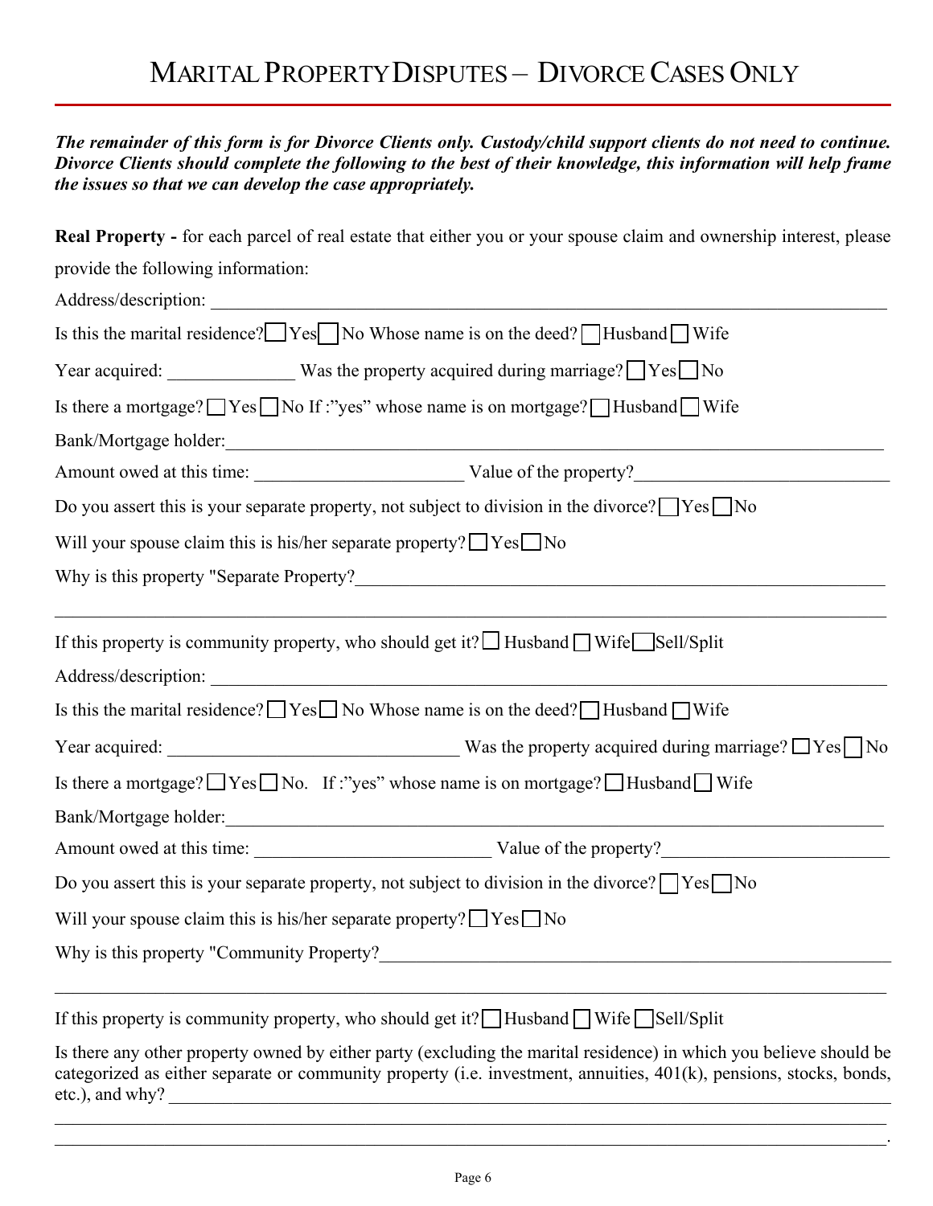# MARITAL PROPERTY DISPUTES – DIVORCE CASES ONLY

***The remainder of this form is for Divorce Clients only. Custody/child support clients do not need to continue. Divorce Clients should complete the following to the best of their knowledge, this information will help frame the issues so that we can develop the case appropriately.***

**Real Property -** for each parcel of real estate that either you or your spouse claim and ownership interest, please provide the following information:

Address/description: ______________________________________________________________________________

Is this the marital residence? ☐ Yes ☐ No Whose name is on the deed? ☐ Husband ☐ Wife

Year acquired: ______________ Was the property acquired during marriage? ☐ Yes ☐ No

Is there a mortgage? ☐ Yes ☐ No If :"yes" whose name is on mortgage? ☐ Husband ☐ Wife

Bank/Mortgage holder: ______________________________________________________________________________

Amount owed at this time: _______________________ Value of the property? ____________________________

Do you assert this is your separate property, not subject to division in the divorce? ☐ Yes ☐ No

Will your spouse claim this is his/her separate property? ☐ Yes ☐ No

Why is this property "Separate Property? ______________________________________________________________

_______________________________________________________________________________________________

If this property is community property, who should get it? ☐ Husband ☐ Wife ☐ Sell/Split

Address/description: ______________________________________________________________________________

Is this the marital residence? ☐ Yes ☐ No Whose name is on the deed? ☐ Husband ☐ Wife

Year acquired: ________________________________ Was the property acquired during marriage? ☐ Yes ☐ No

Is there a mortgage? ☐ Yes ☐ No. If :"yes" whose name is on mortgage? ☐ Husband ☐ Wife

Bank/Mortgage holder: ______________________________________________________________________________

Amount owed at this time: __________________________ Value of the property? ________________________

Do you assert this is your separate property, not subject to division in the divorce? ☐ Yes ☐ No

Will your spouse claim this is his/her separate property? ☐ Yes ☐ No

Why is this property "Community Property? ____________________________________________________________

_______________________________________________________________________________________________

If this property is community property, who should get it? ☐ Husband ☐ Wife ☐ Sell/Split

Is there any other property owned by either party (excluding the marital residence) in which you believe should be categorized as either separate or community property (i.e. investment, annuities, 401(k), pensions, stocks, bonds, etc.), and why? _____________________________________________________________________________

_______________________________________________________________________________________________

_______________________________________________________________________________________________.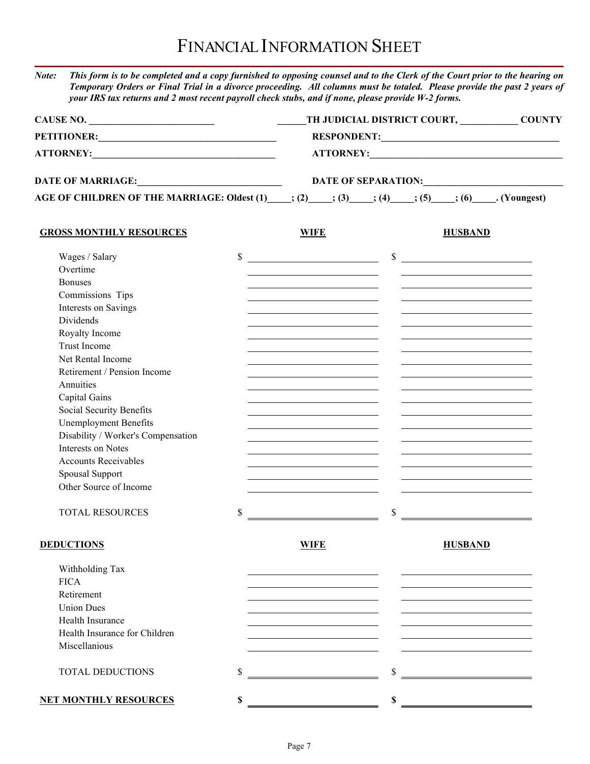# FINANCIAL INFORMATION SHEET

***Note:*** ***This form is to be completed and a copy furnished to opposing counsel and to the Clerk of the Court prior to the hearing on Temporary Orders or Final Trial in a divorce proceeding. All columns must be totaled. Please provide the past 2 years of your IRS tax returns and 2 most recent payroll check stubs, and if none, please provide W-2 forms.***

**CAUSE NO. \_\_\_\_\_\_\_\_\_\_\_\_\_\_\_\_\_\_\_\_\_\_\_\_\_\_** **\_\_\_\_\_\_TH JUDICIAL DISTRICT COURT, \_\_\_\_\_\_\_\_\_\_\_\_ COUNTY**

**PETITIONER:\_\_\_\_\_\_\_\_\_\_\_\_\_\_\_\_\_\_\_\_\_\_\_\_\_\_\_\_\_\_\_\_\_\_\_\_\_** **RESPONDENT:\_\_\_\_\_\_\_\_\_\_\_\_\_\_\_\_\_\_\_\_\_\_\_\_\_\_\_\_\_\_\_\_\_\_\_\_\_**

**ATTORNEY:\_\_\_\_\_\_\_\_\_\_\_\_\_\_\_\_\_\_\_\_\_\_\_\_\_\_\_\_\_\_\_\_\_\_\_\_\_\_** **ATTORNEY:\_\_\_\_\_\_\_\_\_\_\_\_\_\_\_\_\_\_\_\_\_\_\_\_\_\_\_\_\_\_\_\_\_\_\_\_\_\_\_\_**

**DATE OF MARRIAGE:\_\_\_\_\_\_\_\_\_\_\_\_\_\_\_\_\_\_\_\_\_\_\_\_\_\_\_\_\_\_** **DATE OF SEPARATION:\_\_\_\_\_\_\_\_\_\_\_\_\_\_\_\_\_\_\_\_\_\_\_\_\_\_\_\_\_**

**AGE OF CHILDREN OF THE MARRIAGE: Oldest (1)\_\_\_\_\_; (2)\_\_\_\_\_; (3)\_\_\_\_\_; (4)\_\_\_\_\_; (5)\_\_\_\_\_; (6)\_\_\_\_\_. (Youngest)**

| **GROSS MONTHLY RESOURCES** | **WIFE** | **HUSBAND** |
|---|---|---|
| Wages / Salary | $ | $ |
| Overtime | | |
| Bonuses | | |
| Commissions Tips | | |
| Interests on Savings | | |
| Dividends | | |
| Royalty Income | | |
| Trust Income | | |
| Net Rental Income | | |
| Retirement / Pension Income | | |
| Annuities | | |
| Capital Gains | | |
| Social Security Benefits | | |
| Unemployment Benefits | | |
| Disability / Worker's Compensation | | |
| Interests on Notes | | |
| Accounts Receivables | | |
| Spousal Support | | |
| Other Source of Income | | |
| TOTAL RESOURCES | $ | $ |

| **DEDUCTIONS** | **WIFE** | **HUSBAND** |
|---|---|---|
| Withholding Tax | | |
| FICA | | |
| Retirement | | |
| Union Dues | | |
| Health Insurance | | |
| Health Insurance for Children | | |
| Miscellanious | | |
| TOTAL DEDUCTIONS | $ | $ |
| **NET MONTHLY RESOURCES** | **$** | **$** |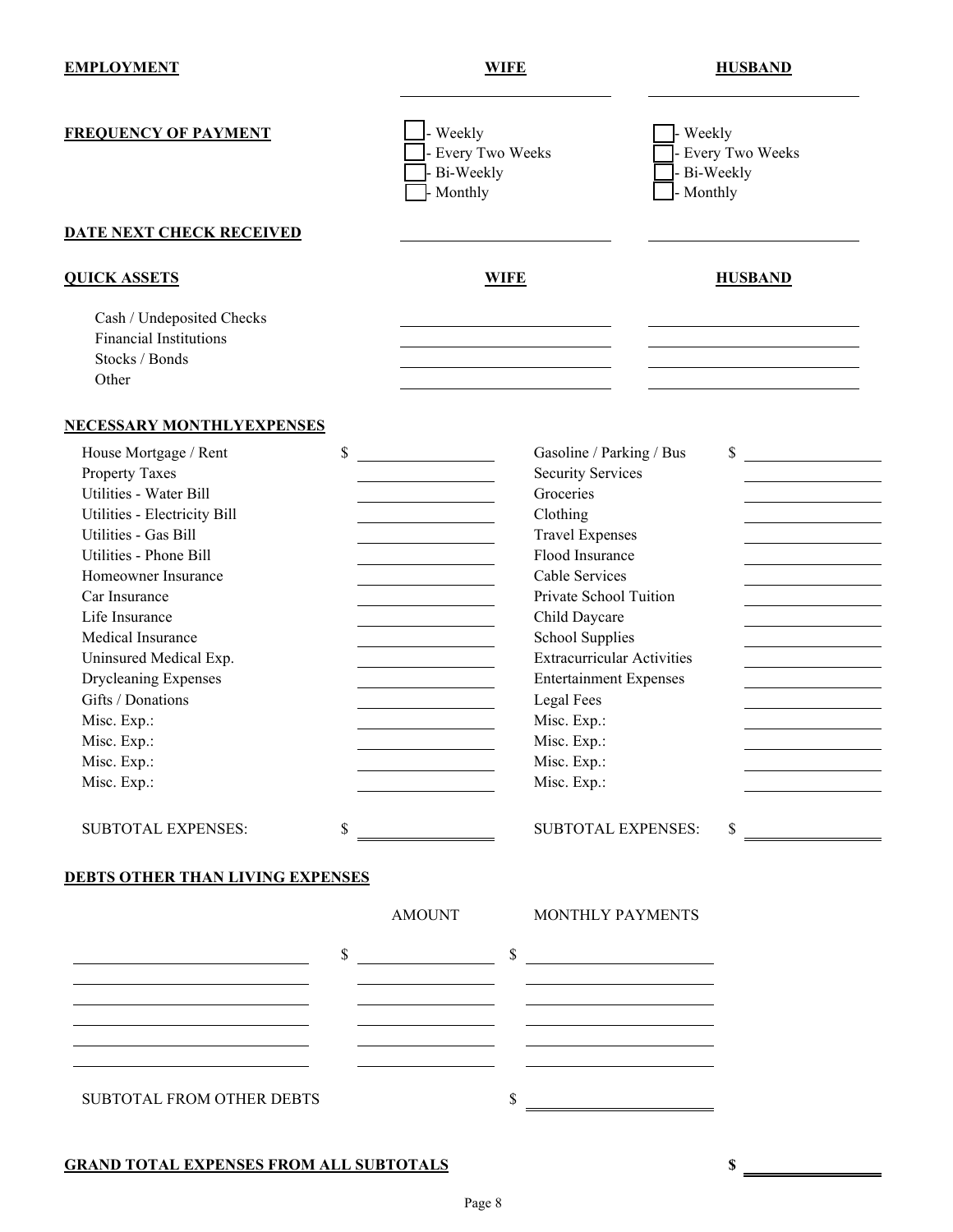| **EMPLOYMENT** | **WIFE** | **HUSBAND** |
|---|---|---|
| | \_\_\_\_\_\_\_\_\_\_\_\_\_\_\_\_ | \_\_\_\_\_\_\_\_\_\_\_\_\_\_\_\_ |
| **FREQUENCY OF PAYMENT** | ☐ - Weekly<br>☐ - Every Two Weeks<br>☐ - Bi-Weekly<br>☐ - Monthly | ☐ - Weekly<br>☐ - Every Two Weeks<br>☐ - Bi-Weekly<br>☐ - Monthly |
| **DATE NEXT CHECK RECEIVED** | \_\_\_\_\_\_\_\_\_\_\_\_\_\_\_\_ | \_\_\_\_\_\_\_\_\_\_\_\_\_\_\_\_ |

| **QUICK ASSETS** | **WIFE** | **HUSBAND** |
|---|---|---|
| Cash / Undeposited Checks | | |
| Financial Institutions | | |
| Stocks / Bonds | | |
| Other | | |

**NECESSARY MONTHLYEXPENSES**

| Expense | Amount | Expense | Amount |
|---|---|---|---|
| House Mortgage / Rent | $ | Gasoline / Parking / Bus | $ |
| Property Taxes | | Security Services | |
| Utilities - Water Bill | | Groceries | |
| Utilities - Electricity Bill | | Clothing | |
| Utilities - Gas Bill | | Travel Expenses | |
| Utilities - Phone Bill | | Flood Insurance | |
| Homeowner Insurance | | Cable Services | |
| Car Insurance | | Private School Tuition | |
| Life Insurance | | Child Daycare | |
| Medical Insurance | | School Supplies | |
| Uninsured Medical Exp. | | Extracurricular Activities | |
| Drycleaning Expenses | | Entertainment Expenses | |
| Gifts / Donations | | Legal Fees | |
| Misc. Exp.: | | Misc. Exp.: | |
| Misc. Exp.: | | Misc. Exp.: | |
| Misc. Exp.: | | Misc. Exp.: | |
| Misc. Exp.: | | Misc. Exp.: | |
| SUBTOTAL EXPENSES: | $ | SUBTOTAL EXPENSES: | $ |

**DEBTS OTHER THAN LIVING EXPENSES**

| | AMOUNT | MONTHLY PAYMENTS |
|---|---|---|
| | $ | $ |
| | | |
| | | |
| | | |
| | | |
| | | |
| SUBTOTAL FROM OTHER DEBTS | | $ |

**GRAND TOTAL EXPENSES FROM ALL SUBTOTALS** **$** \_\_\_\_\_\_\_\_\_\_\_\_\_\_\_\_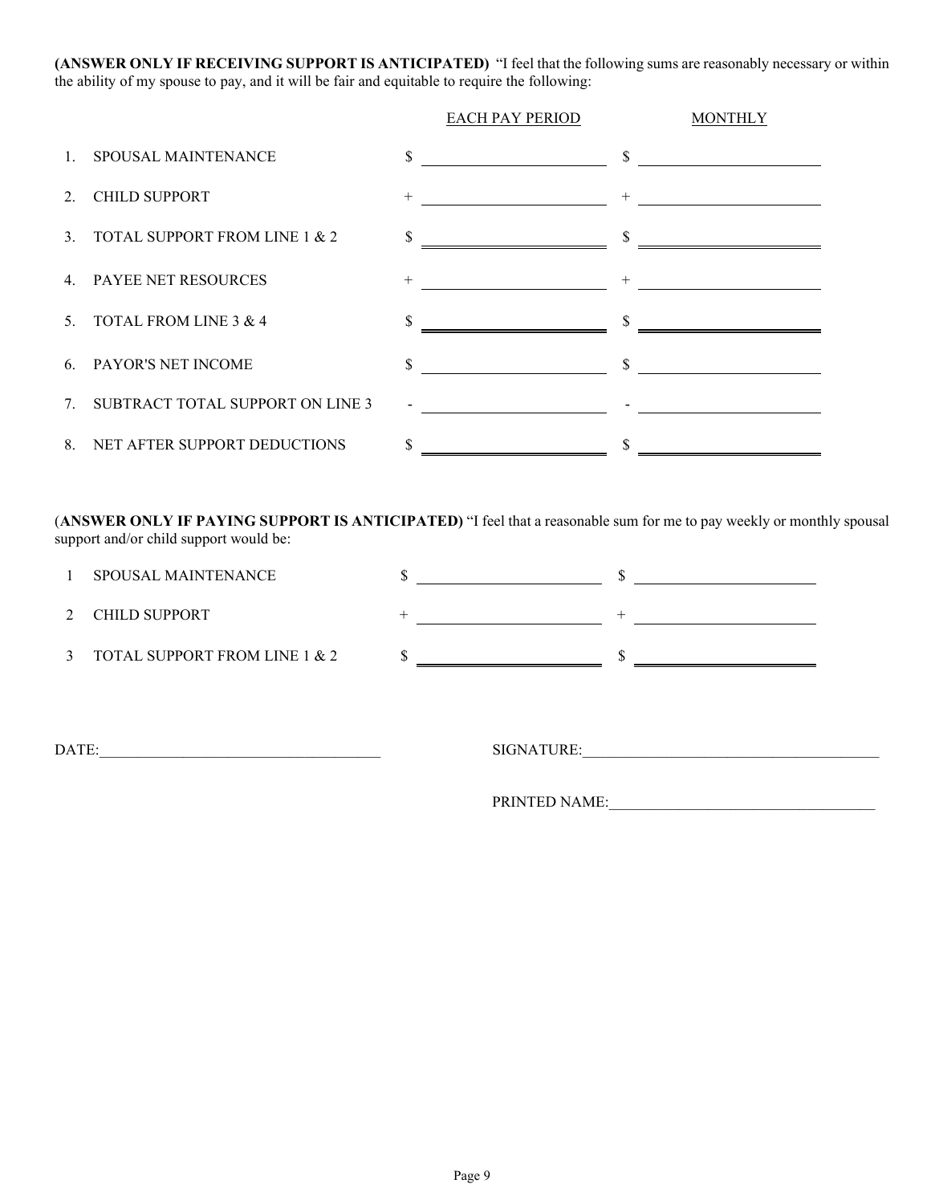**(ANSWER ONLY IF RECEIVING SUPPORT IS ANTICIPATED)** "I feel that the following sums are reasonably necessary or within the ability of my spouse to pay, and it will be fair and equitable to require the following:

| | | EACH PAY PERIOD | MONTHLY |
|---|---|---|---|
| 1. | SPOUSAL MAINTENANCE | $ ____________ | $ ____________ |
| 2. | CHILD SUPPORT | + ____________ | + ____________ |
| 3. | TOTAL SUPPORT FROM LINE 1 & 2 | $ ____________ | $ ____________ |
| 4. | PAYEE NET RESOURCES | + ____________ | + ____________ |
| 5. | TOTAL FROM LINE 3 & 4 | $ ____________ | $ ____________ |
| 6. | PAYOR'S NET INCOME | $ ____________ | $ ____________ |
| 7. | SUBTRACT TOTAL SUPPORT ON LINE 3 | - ____________ | - ____________ |
| 8. | NET AFTER SUPPORT DEDUCTIONS | $ ____________ | $ ____________ |

(**ANSWER ONLY IF PAYING SUPPORT IS ANTICIPATED)** "I feel that a reasonable sum for me to pay weekly or monthly spousal support and/or child support would be:

| | | | |
|---|---|---|---|
| 1 | SPOUSAL MAINTENANCE | $ ____________ | $ ____________ |
| 2 | CHILD SUPPORT | + ____________ | + ____________ |
| 3 | TOTAL SUPPORT FROM LINE 1 & 2 | $ ____________ | $ ____________ |

DATE:_____________________________________

SIGNATURE:_______________________________________

PRINTED NAME:___________________________________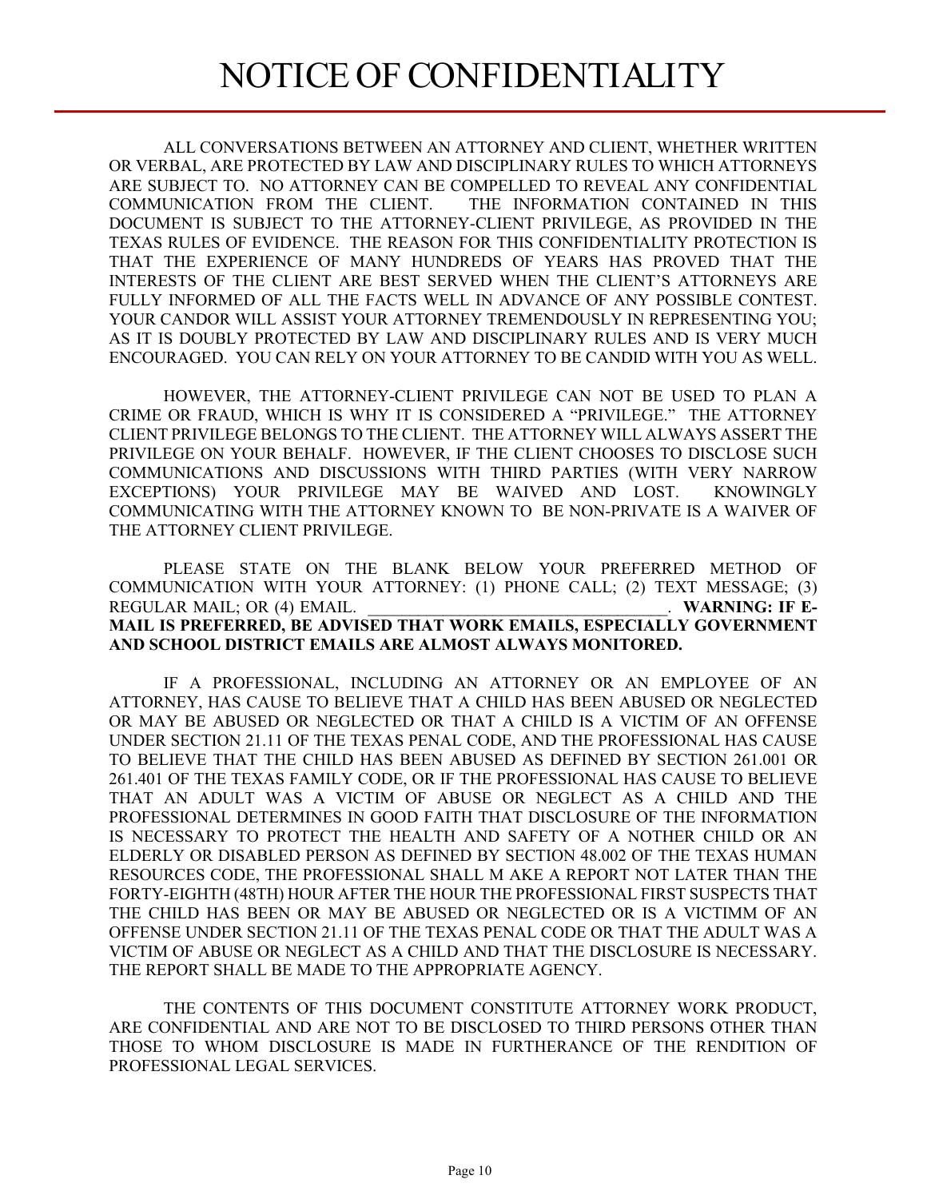# NOTICE OF CONFIDENTIALITY

ALL CONVERSATIONS BETWEEN AN ATTORNEY AND CLIENT, WHETHER WRITTEN OR VERBAL, ARE PROTECTED BY LAW AND DISCIPLINARY RULES TO WHICH ATTORNEYS ARE SUBJECT TO. NO ATTORNEY CAN BE COMPELLED TO REVEAL ANY CONFIDENTIAL COMMUNICATION FROM THE CLIENT. THE INFORMATION CONTAINED IN THIS DOCUMENT IS SUBJECT TO THE ATTORNEY-CLIENT PRIVILEGE, AS PROVIDED IN THE TEXAS RULES OF EVIDENCE. THE REASON FOR THIS CONFIDENTIALITY PROTECTION IS THAT THE EXPERIENCE OF MANY HUNDREDS OF YEARS HAS PROVED THAT THE INTERESTS OF THE CLIENT ARE BEST SERVED WHEN THE CLIENT'S ATTORNEYS ARE FULLY INFORMED OF ALL THE FACTS WELL IN ADVANCE OF ANY POSSIBLE CONTEST. YOUR CANDOR WILL ASSIST YOUR ATTORNEY TREMENDOUSLY IN REPRESENTING YOU; AS IT IS DOUBLY PROTECTED BY LAW AND DISCIPLINARY RULES AND IS VERY MUCH ENCOURAGED. YOU CAN RELY ON YOUR ATTORNEY TO BE CANDID WITH YOU AS WELL.

HOWEVER, THE ATTORNEY-CLIENT PRIVILEGE CAN NOT BE USED TO PLAN A CRIME OR FRAUD, WHICH IS WHY IT IS CONSIDERED A "PRIVILEGE." THE ATTORNEY CLIENT PRIVILEGE BELONGS TO THE CLIENT. THE ATTORNEY WILL ALWAYS ASSERT THE PRIVILEGE ON YOUR BEHALF. HOWEVER, IF THE CLIENT CHOOSES TO DISCLOSE SUCH COMMUNICATIONS AND DISCUSSIONS WITH THIRD PARTIES (WITH VERY NARROW EXCEPTIONS) YOUR PRIVILEGE MAY BE WAIVED AND LOST. KNOWINGLY COMMUNICATING WITH THE ATTORNEY KNOWN TO BE NON-PRIVATE IS A WAIVER OF THE ATTORNEY CLIENT PRIVILEGE.

PLEASE STATE ON THE BLANK BELOW YOUR PREFERRED METHOD OF COMMUNICATION WITH YOUR ATTORNEY: (1) PHONE CALL; (2) TEXT MESSAGE; (3) REGULAR MAIL; OR (4) EMAIL. ___________________________________. **WARNING: IF E-MAIL IS PREFERRED, BE ADVISED THAT WORK EMAILS, ESPECIALLY GOVERNMENT AND SCHOOL DISTRICT EMAILS ARE ALMOST ALWAYS MONITORED.**

IF A PROFESSIONAL, INCLUDING AN ATTORNEY OR AN EMPLOYEE OF AN ATTORNEY, HAS CAUSE TO BELIEVE THAT A CHILD HAS BEEN ABUSED OR NEGLECTED OR MAY BE ABUSED OR NEGLECTED OR THAT A CHILD IS A VICTIM OF AN OFFENSE UNDER SECTION 21.11 OF THE TEXAS PENAL CODE, AND THE PROFESSIONAL HAS CAUSE TO BELIEVE THAT THE CHILD HAS BEEN ABUSED AS DEFINED BY SECTION 261.001 OR 261.401 OF THE TEXAS FAMILY CODE, OR IF THE PROFESSIONAL HAS CAUSE TO BELIEVE THAT AN ADULT WAS A VICTIM OF ABUSE OR NEGLECT AS A CHILD AND THE PROFESSIONAL DETERMINES IN GOOD FAITH THAT DISCLOSURE OF THE INFORMATION IS NECESSARY TO PROTECT THE HEALTH AND SAFETY OF A NOTHER CHILD OR AN ELDERLY OR DISABLED PERSON AS DEFINED BY SECTION 48.002 OF THE TEXAS HUMAN RESOURCES CODE, THE PROFESSIONAL SHALL M AKE A REPORT NOT LATER THAN THE FORTY-EIGHTH (48TH) HOUR AFTER THE HOUR THE PROFESSIONAL FIRST SUSPECTS THAT THE CHILD HAS BEEN OR MAY BE ABUSED OR NEGLECTED OR IS A VICTIMM OF AN OFFENSE UNDER SECTION 21.11 OF THE TEXAS PENAL CODE OR THAT THE ADULT WAS A VICTIM OF ABUSE OR NEGLECT AS A CHILD AND THAT THE DISCLOSURE IS NECESSARY. THE REPORT SHALL BE MADE TO THE APPROPRIATE AGENCY.

THE CONTENTS OF THIS DOCUMENT CONSTITUTE ATTORNEY WORK PRODUCT, ARE CONFIDENTIAL AND ARE NOT TO BE DISCLOSED TO THIRD PERSONS OTHER THAN THOSE TO WHOM DISCLOSURE IS MADE IN FURTHERANCE OF THE RENDITION OF PROFESSIONAL LEGAL SERVICES.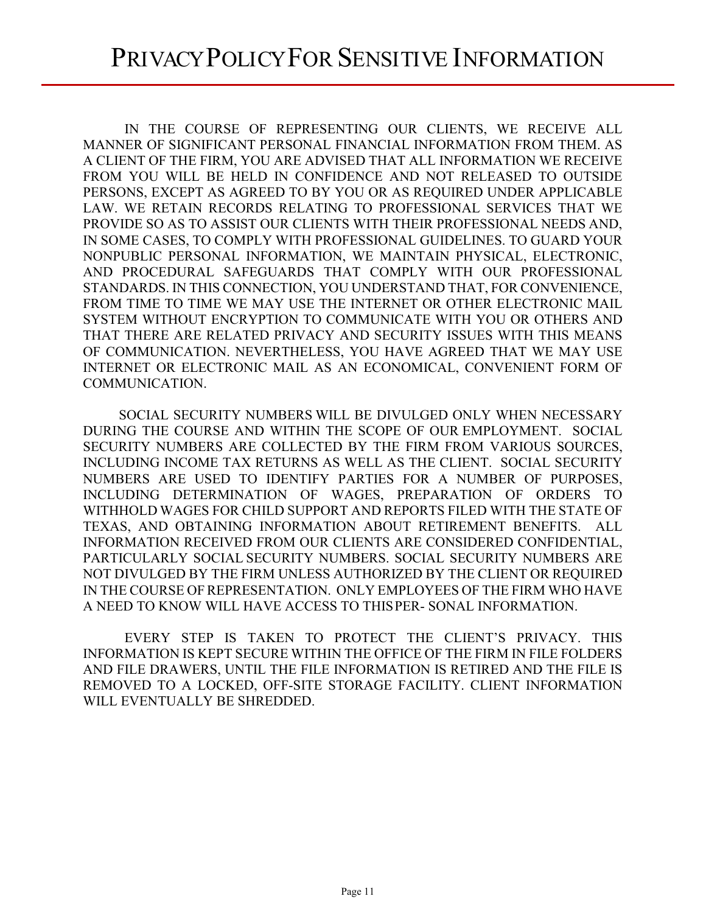# PRIVACY POLICY FOR SENSITIVE INFORMATION

IN THE COURSE OF REPRESENTING OUR CLIENTS, WE RECEIVE ALL MANNER OF SIGNIFICANT PERSONAL FINANCIAL INFORMATION FROM THEM. AS A CLIENT OF THE FIRM, YOU ARE ADVISED THAT ALL INFORMATION WE RECEIVE FROM YOU WILL BE HELD IN CONFIDENCE AND NOT RELEASED TO OUTSIDE PERSONS, EXCEPT AS AGREED TO BY YOU OR AS REQUIRED UNDER APPLICABLE LAW. WE RETAIN RECORDS RELATING TO PROFESSIONAL SERVICES THAT WE PROVIDE SO AS TO ASSIST OUR CLIENTS WITH THEIR PROFESSIONAL NEEDS AND, IN SOME CASES, TO COMPLY WITH PROFESSIONAL GUIDELINES. TO GUARD YOUR NONPUBLIC PERSONAL INFORMATION, WE MAINTAIN PHYSICAL, ELECTRONIC, AND PROCEDURAL SAFEGUARDS THAT COMPLY WITH OUR PROFESSIONAL STANDARDS. IN THIS CONNECTION, YOU UNDERSTAND THAT, FOR CONVENIENCE, FROM TIME TO TIME WE MAY USE THE INTERNET OR OTHER ELECTRONIC MAIL SYSTEM WITHOUT ENCRYPTION TO COMMUNICATE WITH YOU OR OTHERS AND THAT THERE ARE RELATED PRIVACY AND SECURITY ISSUES WITH THIS MEANS OF COMMUNICATION. NEVERTHELESS, YOU HAVE AGREED THAT WE MAY USE INTERNET OR ELECTRONIC MAIL AS AN ECONOMICAL, CONVENIENT FORM OF COMMUNICATION.

SOCIAL SECURITY NUMBERS WILL BE DIVULGED ONLY WHEN NECESSARY DURING THE COURSE AND WITHIN THE SCOPE OF OUR EMPLOYMENT. SOCIAL SECURITY NUMBERS ARE COLLECTED BY THE FIRM FROM VARIOUS SOURCES, INCLUDING INCOME TAX RETURNS AS WELL AS THE CLIENT. SOCIAL SECURITY NUMBERS ARE USED TO IDENTIFY PARTIES FOR A NUMBER OF PURPOSES, INCLUDING DETERMINATION OF WAGES, PREPARATION OF ORDERS TO WITHHOLD WAGES FOR CHILD SUPPORT AND REPORTS FILED WITH THE STATE OF TEXAS, AND OBTAINING INFORMATION ABOUT RETIREMENT BENEFITS. ALL INFORMATION RECEIVED FROM OUR CLIENTS ARE CONSIDERED CONFIDENTIAL, PARTICULARLY SOCIAL SECURITY NUMBERS. SOCIAL SECURITY NUMBERS ARE NOT DIVULGED BY THE FIRM UNLESS AUTHORIZED BY THE CLIENT OR REQUIRED IN THE COURSE OF REPRESENTATION. ONLY EMPLOYEES OF THE FIRM WHO HAVE A NEED TO KNOW WILL HAVE ACCESS TO THIS PER- SONAL INFORMATION.

EVERY STEP IS TAKEN TO PROTECT THE CLIENT'S PRIVACY. THIS INFORMATION IS KEPT SECURE WITHIN THE OFFICE OF THE FIRM IN FILE FOLDERS AND FILE DRAWERS, UNTIL THE FILE INFORMATION IS RETIRED AND THE FILE IS REMOVED TO A LOCKED, OFF-SITE STORAGE FACILITY. CLIENT INFORMATION WILL EVENTUALLY BE SHREDDED.